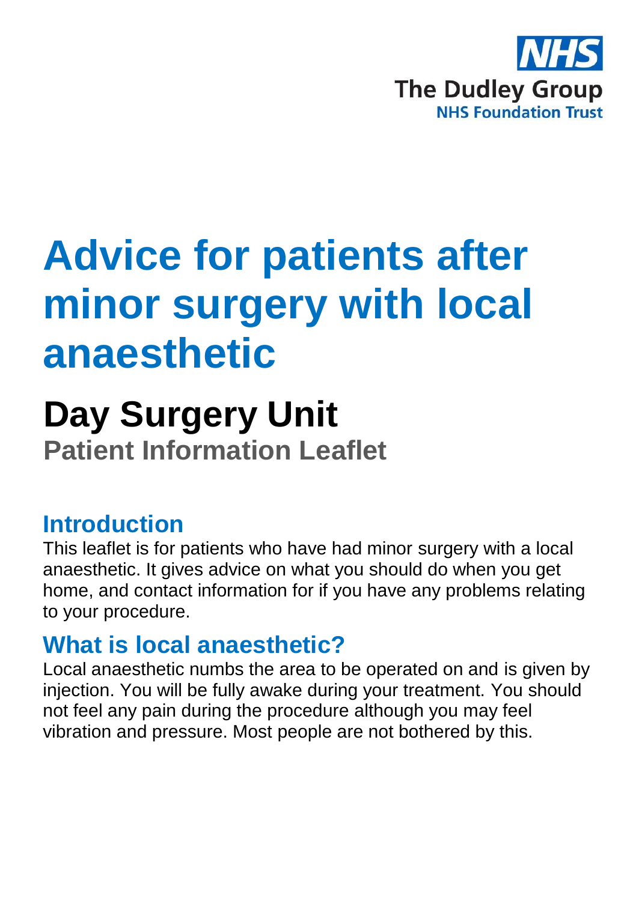NHS

The Dudley Group

NHS Foundation Trust

# Advice for patients after minor surgery with local anaesthetic

# Day Surgery Unit

## Patient Information Leaflet

## Introduction

This leaflet is for patients who have had minor surgery with a local anaesthetic. It gives advice on what you should do when you get home, and contact information for if you have any problems relating to your procedure.

## What is local anaesthetic?

Local anaesthetic numbs the area to be operated on and is given by injection. You will be fully awake during your treatment. You should not feel any pain during the procedure although you may feel vibration and pressure. Most people are not bothered by this.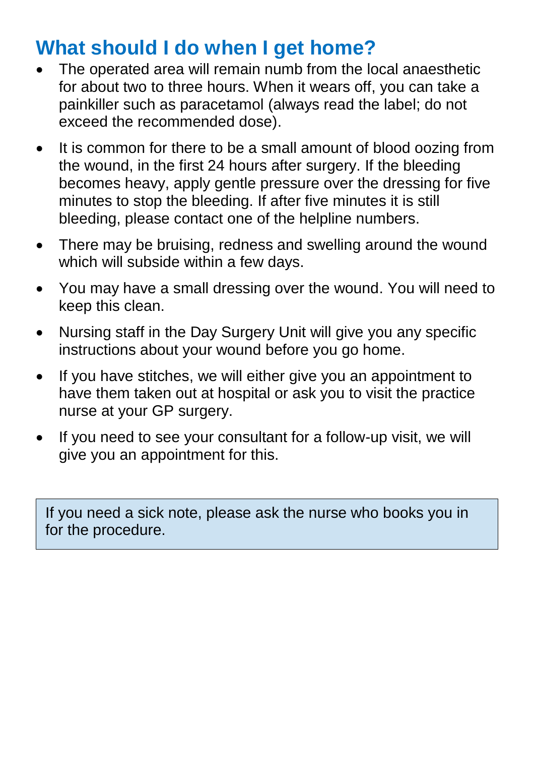## What should I do when I get home?

- The operated area will remain numb from the local anaesthetic for about two to three hours. When it wears off, you can take a painkiller such as paracetamol (always read the label; do not exceed the recommended dose).
- It is common for there to be a small amount of blood oozing from the wound, in the first 24 hours after surgery. If the bleeding becomes heavy, apply gentle pressure over the dressing for five minutes to stop the bleeding. If after five minutes it is still bleeding, please contact one of the helpline numbers.
- There may be bruising, redness and swelling around the wound which will subside within a few days.
- You may have a small dressing over the wound. You will need to keep this clean.
- Nursing staff in the Day Surgery Unit will give you any specific instructions about your wound before you go home.
- If you have stitches, we will either give you an appointment to have them taken out at hospital or ask you to visit the practice nurse at your GP surgery.
- If you need to see your consultant for a follow-up visit, we will give you an appointment for this.

> If you need a sick note, please ask the nurse who books you in for the procedure.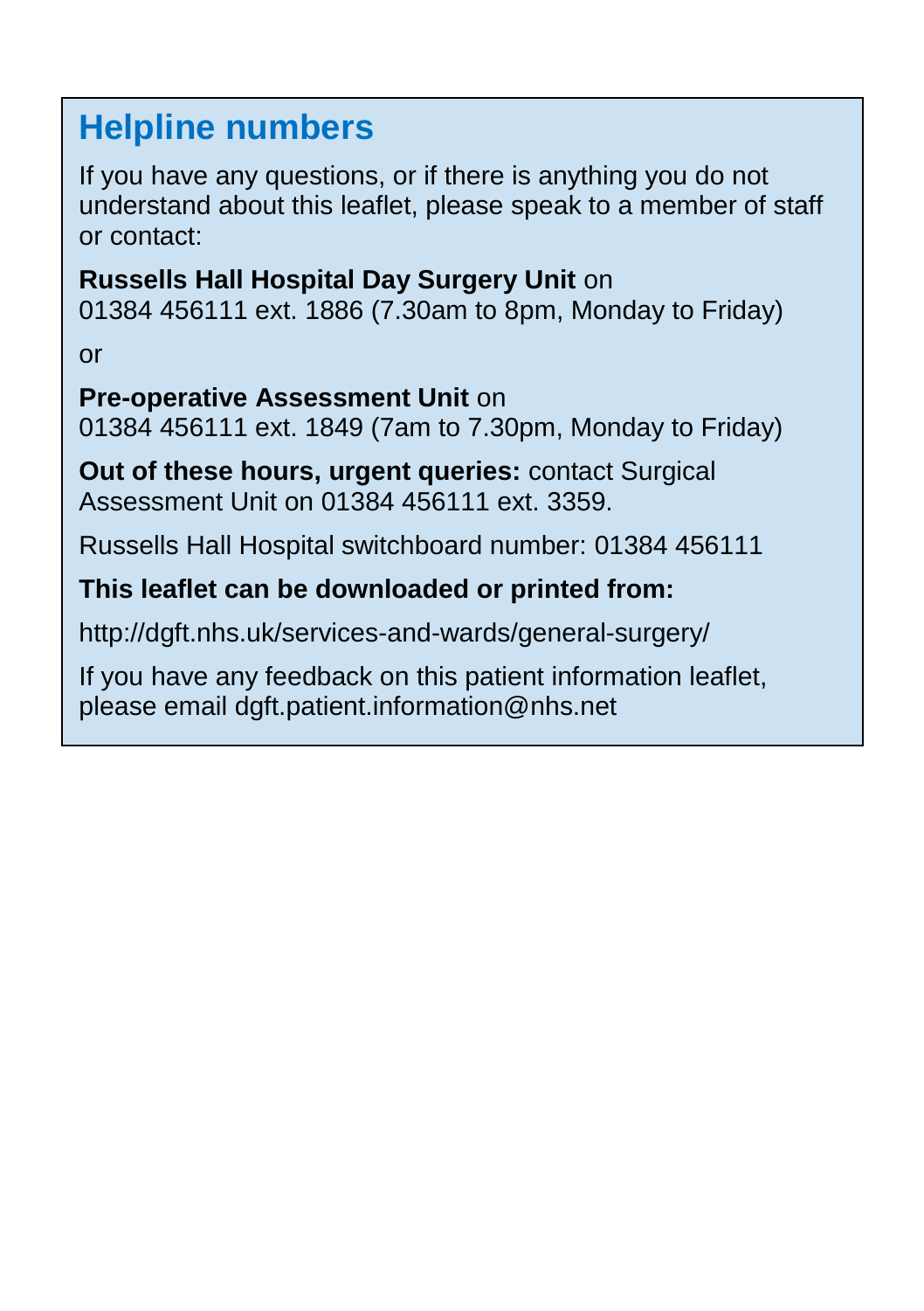## Helpline numbers

If you have any questions, or if there is anything you do not understand about this leaflet, please speak to a member of staff or contact:

**Russells Hall Hospital Day Surgery Unit** on
01384 456111 ext. 1886 (7.30am to 8pm, Monday to Friday)

or

**Pre-operative Assessment Unit** on
01384 456111 ext. 1849 (7am to 7.30pm, Monday to Friday)

**Out of these hours, urgent queries:** contact Surgical Assessment Unit on 01384 456111 ext. 3359.

Russells Hall Hospital switchboard number: 01384 456111

**This leaflet can be downloaded or printed from:**

http://dgft.nhs.uk/services-and-wards/general-surgery/

If you have any feedback on this patient information leaflet, please email dgft.patient.information@nhs.net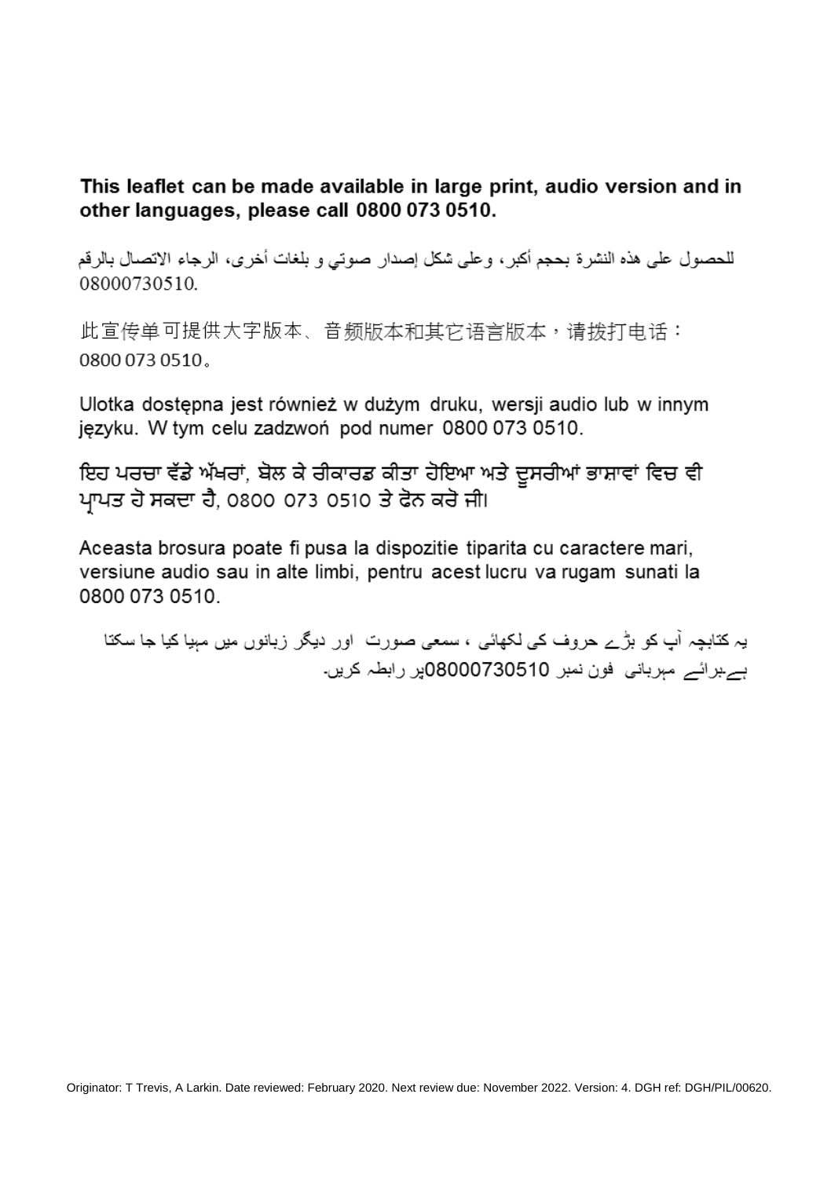**This leaflet can be made available in large print, audio version and in other languages, please call 0800 073 0510.**

للحصول على هذه النشرة بحجم أكبر، وعلى شكل إصدار صوتي و بلغات أخرى، الرجاء الاتصال بالرقم 08000730510.

此宣传单可提供大字版本、音频版本和其它语言版本，请拨打电话：0800 073 0510。

Ulotka dostępna jest również w dużym druku, wersji audio lub w innym języku. W tym celu zadzwoń pod numer 0800 073 0510.

ਇਹ ਪਰਚਾ ਵੱਡੇ ਅੱਖਰਾਂ, ਬੋਲ ਕੇ ਰੀਕਾਰਡ ਕੀਤਾ ਹੋਇਆ ਅਤੇ ਦੂਸਰੀਆਂ ਭਾਸ਼ਾਵਾਂ ਵਿਚ ਵੀ ਪ੍ਰਾਪਤ ਹੋ ਸਕਦਾ ਹੈ, 0800 073 0510 ਤੇ ਫੋਨ ਕਰੋ ਜੀ।

Aceasta brosura poate fi pusa la dispozitie tiparita cu caractere mari, versiune audio sau in alte limbi, pentru acest lucru va rugam sunati la 0800 073 0510.

یہ کتابچہ آپ کو بڑے حروف کی لکھائی ، سمعی صورت اور دیگر زبانوں میں مہیا کیا جا سکتا ہے-برائے مہربانی فون نمبر 08000730510پر رابطہ کریں-

Originator: T Trevis, A Larkin. Date reviewed: February 2020. Next review due: November 2022. Version: 4. DGH ref: DGH/PIL/00620.